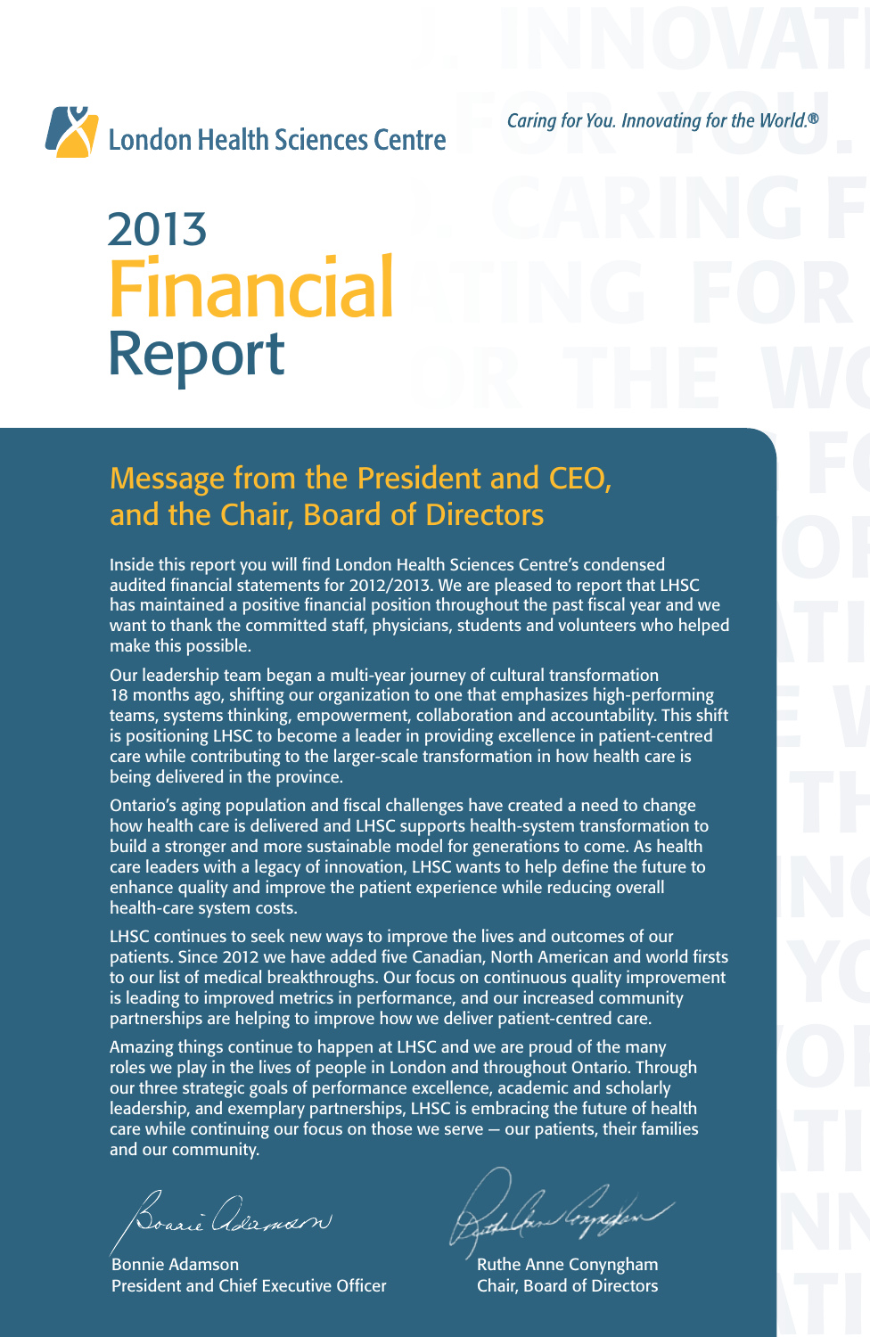London Health Sciences Centre

*Caring for You. Innovating for the World.®*

# 2013 Financial Report

## Message from the President and CEO, and the Chair, Board of Directors

Inside this report you will find London Health Sciences Centre's condensed audited financial statements for 2012/2013. We are pleased to report that LHSC has maintained a positive financial position throughout the past fiscal year and we want to thank the committed staff, physicians, students and volunteers who helped make this possible.

Our leadership team began a multi-year journey of cultural transformation 18 months ago, shifting our organization to one that emphasizes high-performing teams, systems thinking, empowerment, collaboration and accountability. This shift is positioning LHSC to become a leader in providing excellence in patient-centred care while contributing to the larger-scale transformation in how health care is being delivered in the province.

Ontario's aging population and fiscal challenges have created a need to change how health care is delivered and LHSC supports health-system transformation to build a stronger and more sustainable model for generations to come. As health care leaders with a legacy of innovation, LHSC wants to help define the future to enhance quality and improve the patient experience while reducing overall health-care system costs.

LHSC continues to seek new ways to improve the lives and outcomes of our patients. Since 2012 we have added five Canadian, North American and world firsts to our list of medical breakthroughs. Our focus on continuous quality improvement is leading to improved metrics in performance, and our increased community partnerships are helping to improve how we deliver patient-centred care.

Amazing things continue to happen at LHSC and we are proud of the many roles we play in the lives of people in London and throughout Ontario. Through our three strategic goals of performance excellence, academic and scholarly leadership, and exemplary partnerships, LHSC is embracing the future of health care while continuing our focus on those we serve — our patients, their families and our community.

Bonnie Adamson
President and Chief Executive Officer

Ruthe Anne Conyngham
Chair, Board of Directors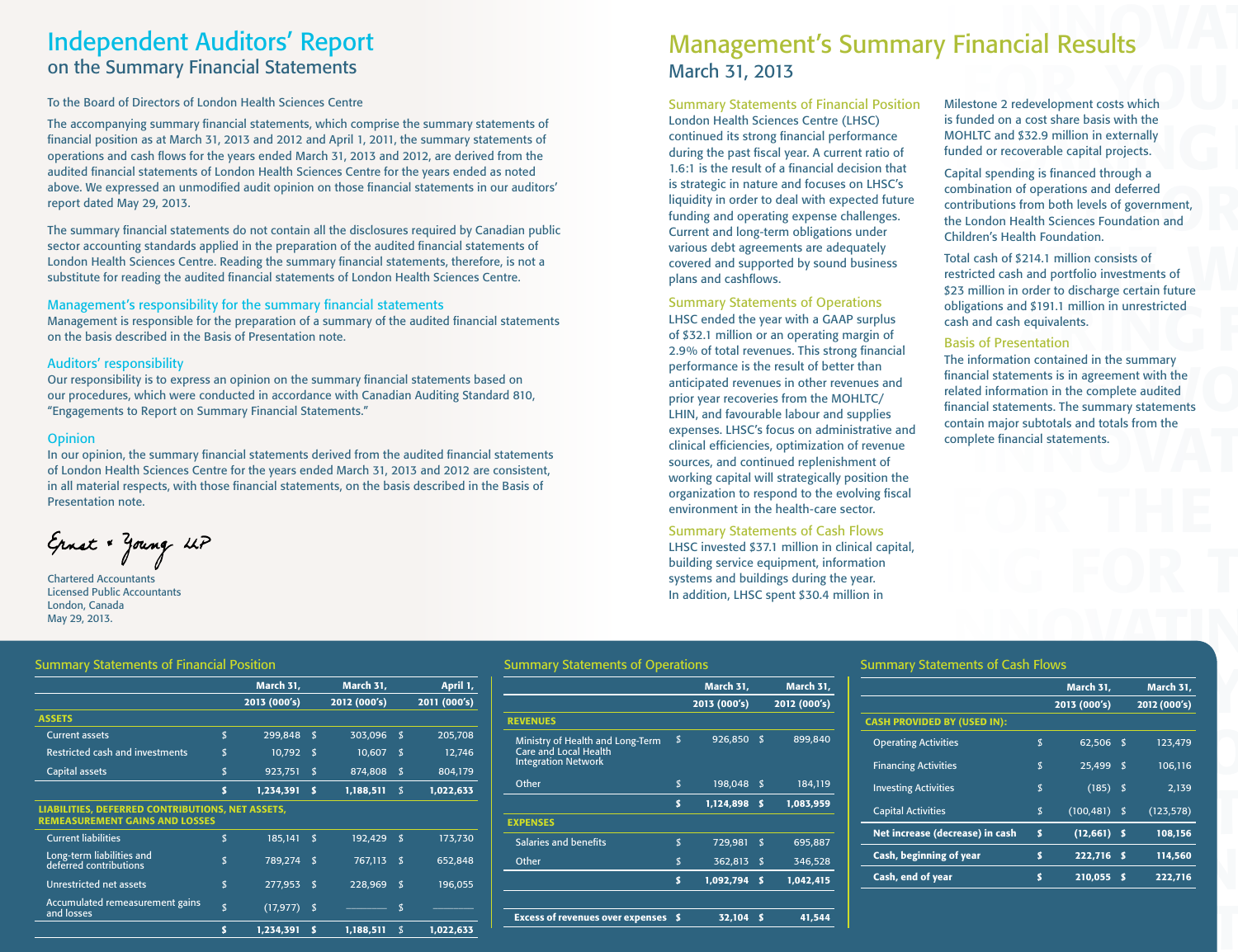# Independent Auditors' Report

## on the Summary Financial Statements

To the Board of Directors of London Health Sciences Centre

The accompanying summary financial statements, which comprise the summary statements of financial position as at March 31, 2013 and 2012 and April 1, 2011, the summary statements of operations and cash flows for the years ended March 31, 2013 and 2012, are derived from the audited financial statements of London Health Sciences Centre for the years ended as noted above. We expressed an unmodified audit opinion on those financial statements in our auditors' report dated May 29, 2013.

The summary financial statements do not contain all the disclosures required by Canadian public sector accounting standards applied in the preparation of the audited financial statements of London Health Sciences Centre. Reading the summary financial statements, therefore, is not a substitute for reading the audited financial statements of London Health Sciences Centre.

### Management's responsibility for the summary financial statements

Management is responsible for the preparation of a summary of the audited financial statements on the basis described in the Basis of Presentation note.

### Auditors' responsibility

Our responsibility is to express an opinion on the summary financial statements based on our procedures, which were conducted in accordance with Canadian Auditing Standard 810, "Engagements to Report on Summary Financial Statements."

### Opinion

In our opinion, the summary financial statements derived from the audited financial statements of London Health Sciences Centre for the years ended March 31, 2013 and 2012 are consistent, in all material respects, with those financial statements, on the basis described in the Basis of Presentation note.

Ernst & Young LLP

Chartered Accountants
Licensed Public Accountants
London, Canada
May 29, 2013.

# Management's Summary Financial Results

## March 31, 2013

### Summary Statements of Financial Position

London Health Sciences Centre (LHSC) continued its strong financial performance during the past fiscal year. A current ratio of 1.6:1 is the result of a financial decision that is strategic in nature and focuses on LHSC's liquidity in order to deal with expected future funding and operating expense challenges. Current and long-term obligations under various debt agreements are adequately covered and supported by sound business plans and cashflows.

### Summary Statements of Operations

LHSC ended the year with a GAAP surplus of $32.1 million or an operating margin of 2.9% of total revenues. This strong financial performance is the result of better than anticipated revenues in other revenues and prior year recoveries from the MOHLTC/LHIN, and favourable labour and supplies expenses. LHSC's focus on administrative and clinical efficiencies, optimization of revenue sources, and continued replenishment of working capital will strategically position the organization to respond to the evolving fiscal environment in the health-care sector.

### Summary Statements of Cash Flows

LHSC invested $37.1 million in clinical capital, building service equipment, information systems and buildings during the year. In addition, LHSC spent $30.4 million in Milestone 2 redevelopment costs which is funded on a cost share basis with the MOHLTC and $32.9 million in externally funded or recoverable capital projects.

Capital spending is financed through a combination of operations and deferred contributions from both levels of government, the London Health Sciences Foundation and Children's Health Foundation.

Total cash of $214.1 million consists of restricted cash and portfolio investments of $23 million in order to discharge certain future obligations and $191.1 million in unrestricted cash and cash equivalents.

### Basis of Presentation

The information contained in the summary financial statements is in agreement with the related information in the complete audited financial statements. The summary statements contain major subtotals and totals from the complete financial statements.

### Summary Statements of Financial Position

| | | March 31, 2013 (000's) | | March 31, 2012 (000's) | | April 1, 2011 (000's) |
|---|---|---|---|---|---|---|
| **ASSETS** | | | | | | |
| Current assets | $ | 299,848 | $ | 303,096 | $ | 205,708 |
| Restricted cash and investments | $ | 10,792 | $ | 10,607 | $ | 12,746 |
| Capital assets | $ | 923,751 | $ | 874,808 | $ | 804,179 |
| | **$** | **1,234,391** | **$** | **1,188,511** | **$** | **1,022,633** |
| **LIABILITIES, DEFERRED CONTRIBUTIONS, NET ASSETS, REMEASUREMENT GAINS AND LOSSES** | | | | | | |
| Current liabilities | $ | 185,141 | $ | 192,429 | $ | 173,730 |
| Long-term liabilities and deferred contributions | $ | 789,274 | $ | 767,113 | $ | 652,848 |
| Unrestricted net assets | $ | 277,953 | $ | 228,969 | $ | 196,055 |
| Accumulated remeasurement gains and losses | $ | (17,977) | $ | — | $ | — |
| | **$** | **1,234,391** | **$** | **1,188,511** | **$** | **1,022,633** |

### Summary Statements of Operations

| | | March 31, 2013 (000's) | | March 31, 2012 (000's) |
|---|---|---|---|---|
| **REVENUES** | | | | |
| Ministry of Health and Long-Term Care and Local Health Integration Network | $ | 926,850 | $ | 899,840 |
| Other | $ | 198,048 | $ | 184,119 |
| | **$** | **1,124,898** | **$** | **1,083,959** |
| **EXPENSES** | | | | |
| Salaries and benefits | $ | 729,981 | $ | 695,887 |
| Other | $ | 362,813 | $ | 346,528 |
| | **$** | **1,092,794** | **$** | **1,042,415** |
| **Excess of revenues over expenses** | **$** | **32,104** | **$** | **41,544** |

### Summary Statements of Cash Flows

| | | March 31, 2013 (000's) | | March 31, 2012 (000's) |
|---|---|---|---|---|
| **CASH PROVIDED BY (USED IN):** | | | | |
| Operating Activities | $ | 62,506 | $ | 123,479 |
| Financing Activities | $ | 25,499 | $ | 106,116 |
| Investing Activities | $ | (185) | $ | 2,139 |
| Capital Activities | $ | (100,481) | $ | (123,578) |
| **Net increase (decrease) in cash** | **$** | **(12,661)** | **$** | **108,156** |
| **Cash, beginning of year** | **$** | **222,716** | **$** | **114,560** |
| **Cash, end of year** | **$** | **210,055** | **$** | **222,716** |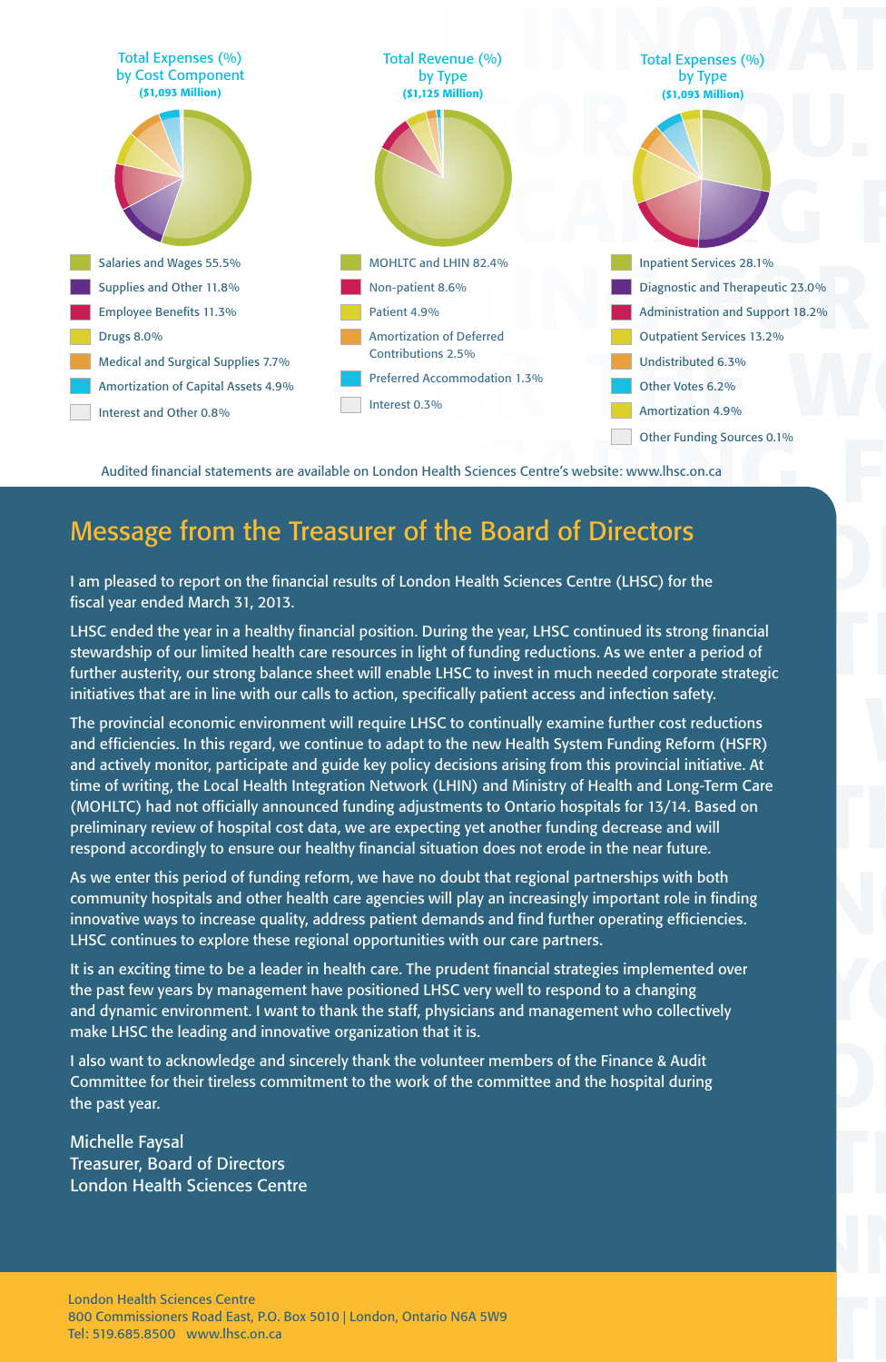Total Expenses (%)
by Cost Component
($1,093 Million)

Salaries and Wages 55.5%
Supplies and Other 11.8%
Employee Benefits 11.3%
Drugs 8.0%
Medical and Surgical Supplies 7.7%
Amortization of Capital Assets 4.9%
Interest and Other 0.8%

Total Revenue (%)
by Type
($1,125 Million)

MOHLTC and LHIN 82.4%
Non-patient 8.6%
Patient 4.9%
Amortization of Deferred Contributions 2.5%
Preferred Accommodation 1.3%
Interest 0.3%

Total Expenses (%)
by Type
($1,093 Million)

Inpatient Services 28.1%
Diagnostic and Therapeutic 23.0%
Administration and Support 18.2%
Outpatient Services 13.2%
Undistributed 6.3%
Other Votes 6.2%
Amortization 4.9%
Other Funding Sources 0.1%

Audited financial statements are available on London Health Sciences Centre's website: www.lhsc.on.ca

## Message from the Treasurer of the Board of Directors

I am pleased to report on the financial results of London Health Sciences Centre (LHSC) for the fiscal year ended March 31, 2013.

LHSC ended the year in a healthy financial position. During the year, LHSC continued its strong financial stewardship of our limited health care resources in light of funding reductions. As we enter a period of further austerity, our strong balance sheet will enable LHSC to invest in much needed corporate strategic initiatives that are in line with our calls to action, specifically patient access and infection safety.

The provincial economic environment will require LHSC to continually examine further cost reductions and efficiencies. In this regard, we continue to adapt to the new Health System Funding Reform (HSFR) and actively monitor, participate and guide key policy decisions arising from this provincial initiative. At time of writing, the Local Health Integration Network (LHIN) and Ministry of Health and Long-Term Care (MOHLTC) had not officially announced funding adjustments to Ontario hospitals for 13/14. Based on preliminary review of hospital cost data, we are expecting yet another funding decrease and will respond accordingly to ensure our healthy financial situation does not erode in the near future.

As we enter this period of funding reform, we have no doubt that regional partnerships with both community hospitals and other health care agencies will play an increasingly important role in finding innovative ways to increase quality, address patient demands and find further operating efficiencies. LHSC continues to explore these regional opportunities with our care partners.

It is an exciting time to be a leader in health care. The prudent financial strategies implemented over the past few years by management have positioned LHSC very well to respond to a changing and dynamic environment. I want to thank the staff, physicians and management who collectively make LHSC the leading and innovative organization that it is.

I also want to acknowledge and sincerely thank the volunteer members of the Finance & Audit Committee for their tireless commitment to the work of the committee and the hospital during the past year.

Michelle Faysal
Treasurer, Board of Directors
London Health Sciences Centre

London Health Sciences Centre
800 Commissioners Road East, P.O. Box 5010 | London, Ontario N6A 5W9
Tel: 519.685.8500 www.lhsc.on.ca